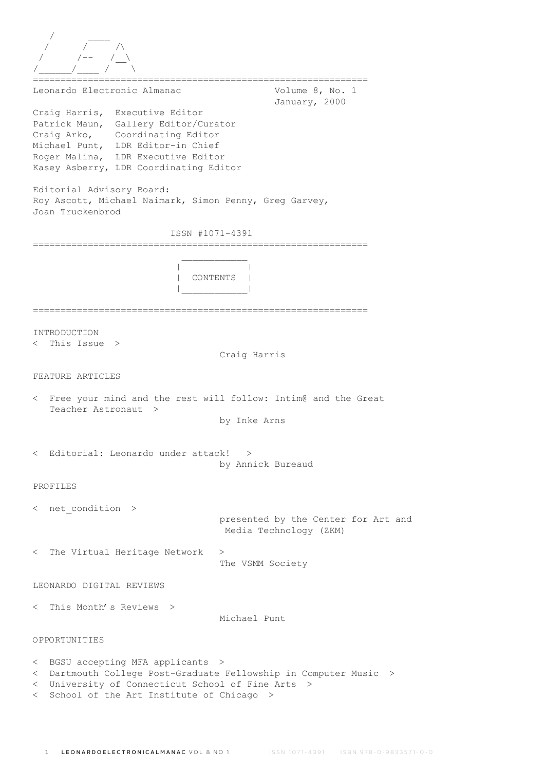```
   /       ____
  /       /     /\
 /       /--   /__\
/______/____ /    \
```

=============================================================

Leonardo Electronic Almanac — Volume 8, No. 1
January, 2000

Craig Harris, Executive Editor
Patrick Maun, Gallery Editor/Curator
Craig Arko, Coordinating Editor
Michael Punt, LDR Editor-in Chief
Roger Malina, LDR Executive Editor
Kasey Asberry, LDR Coordinating Editor

Editorial Advisory Board:
Roy Ascott, Michael Naimark, Simon Penny, Greg Garvey, Joan Truckenbrod

ISSN #1071-4391

=============================================================

## CONTENTS

=============================================================

### INTRODUCTION

< This Issue >
Craig Harris

### FEATURE ARTICLES

< Free your mind and the rest will follow: Intim@ and the Great Teacher Astronaut >
by Inke Arns

< Editorial: Leonardo under attack! >
by Annick Bureaud

### PROFILES

< net_condition >
presented by the Center for Art and Media Technology (ZKM)

< The Virtual Heritage Network >
The VSMM Society

### LEONARDO DIGITAL REVIEWS

< This Month's Reviews >
Michael Punt

### OPPORTUNITIES

< BGSU accepting MFA applicants >
< Dartmouth College Post-Graduate Fellowship in Computer Music >
< University of Connecticut School of Fine Arts >
< School of the Art Institute of Chicago >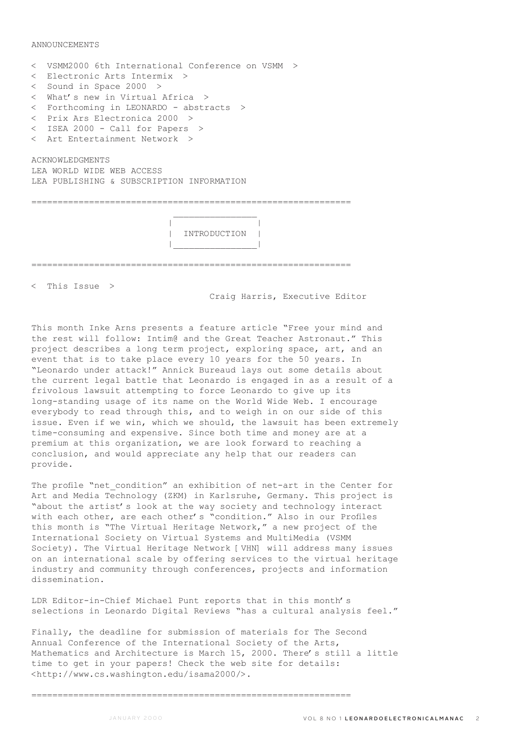ANNOUNCEMENTS

< VSMM2000 6th International Conference on VSMM >
< Electronic Arts Intermix >
< Sound in Space 2000 >
< What's new in Virtual Africa >
< Forthcoming in LEONARDO - abstracts >
< Prix Ars Electronica 2000 >
< ISEA 2000 - Call for Papers >
< Art Entertainment Network >

ACKNOWLEDGMENTS
LEA WORLD WIDE WEB ACCESS
LEA PUBLISHING & SUBSCRIPTION INFORMATION

# INTRODUCTION

## < This Issue >

Craig Harris, Executive Editor

This month Inke Arns presents a feature article "Free your mind and the rest will follow: Intim@ and the Great Teacher Astronaut." This project describes a long term project, exploring space, art, and an event that is to take place every 10 years for the 50 years. In "Leonardo under attack!" Annick Bureaud lays out some details about the current legal battle that Leonardo is engaged in as a result of a frivolous lawsuit attempting to force Leonardo to give up its long-standing usage of its name on the World Wide Web. I encourage everybody to read through this, and to weigh in on our side of this issue. Even if we win, which we should, the lawsuit has been extremely time-consuming and expensive. Since both time and money are at a premium at this organization, we are look forward to reaching a conclusion, and would appreciate any help that our readers can provide.

The profile "net_condition" an exhibition of net-art in the Center for Art and Media Technology (ZKM) in Karlsruhe, Germany. This project is "about the artist's look at the way society and technology interact with each other, are each other's "condition." Also in our Profiles this month is "The Virtual Heritage Network," a new project of the International Society on Virtual Systems and MultiMedia (VSMM Society). The Virtual Heritage Network [VHN] will address many issues on an international scale by offering services to the virtual heritage industry and community through conferences, projects and information dissemination.

LDR Editor-in-Chief Michael Punt reports that in this month's selections in Leonardo Digital Reviews "has a cultural analysis feel."

Finally, the deadline for submission of materials for The Second Annual Conference of the International Society of the Arts, Mathematics and Architecture is March 15, 2000. There's still a little time to get in your papers! Check the web site for details: <http://www.cs.washington.edu/isama2000/>.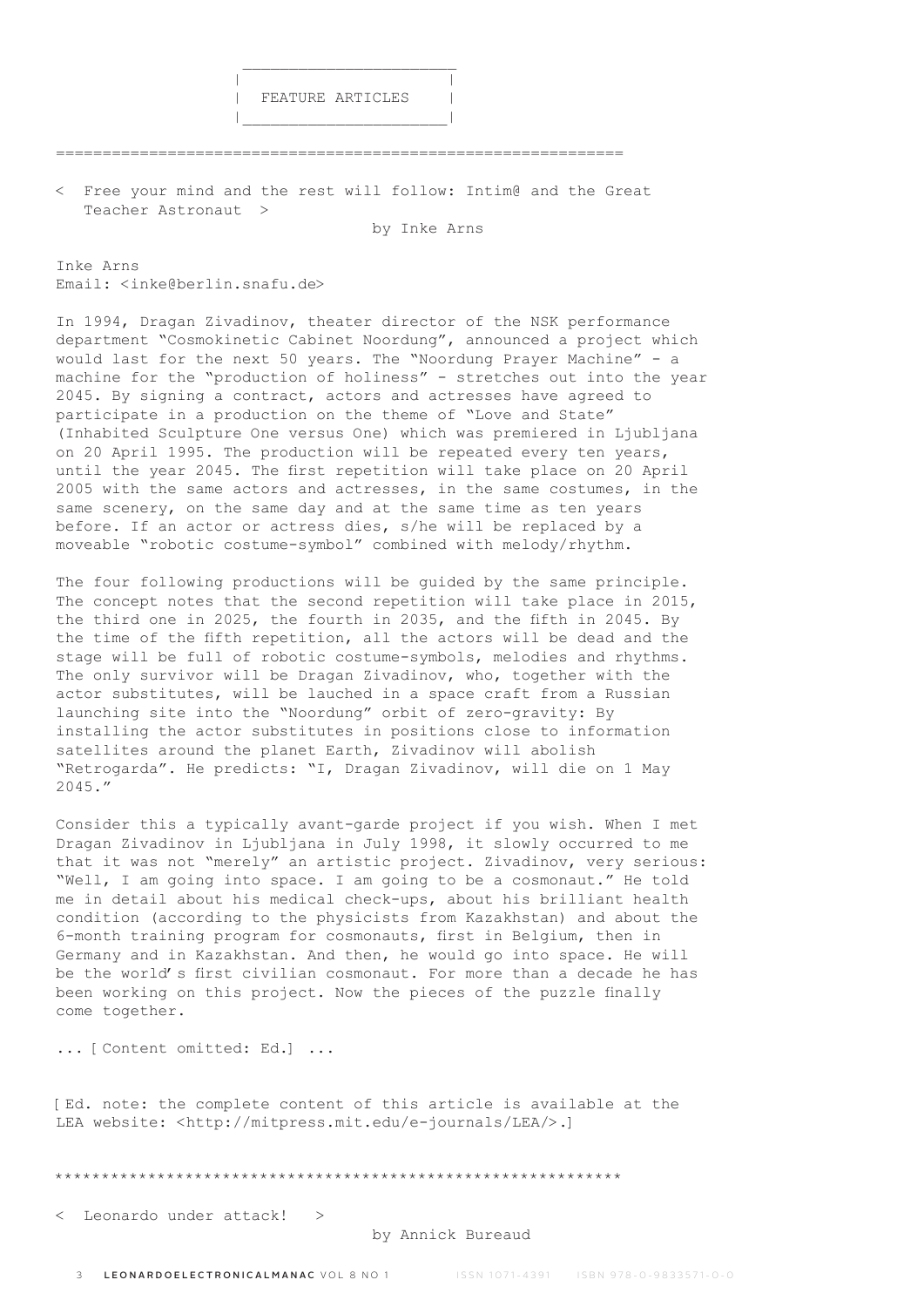# FEATURE ARTICLES

## < Free your mind and the rest will follow: Intim@ and the Great Teacher Astronaut >

by Inke Arns

Inke Arns
Email: <inke@berlin.snafu.de>

In 1994, Dragan Zivadinov, theater director of the NSK performance department "Cosmokinetic Cabinet Noordung", announced a project which would last for the next 50 years. The "Noordung Prayer Machine" - a machine for the "production of holiness" - stretches out into the year 2045. By signing a contract, actors and actresses have agreed to participate in a production on the theme of "Love and State" (Inhabited Sculpture One versus One) which was premiered in Ljubljana on 20 April 1995. The production will be repeated every ten years, until the year 2045. The first repetition will take place on 20 April 2005 with the same actors and actresses, in the same costumes, in the same scenery, on the same day and at the same time as ten years before. If an actor or actress dies, s/he will be replaced by a moveable "robotic costume-symbol" combined with melody/rhythm.

The four following productions will be guided by the same principle. The concept notes that the second repetition will take place in 2015, the third one in 2025, the fourth in 2035, and the fifth in 2045. By the time of the fifth repetition, all the actors will be dead and the stage will be full of robotic costume-symbols, melodies and rhythms. The only survivor will be Dragan Zivadinov, who, together with the actor substitutes, will be lauched in a space craft from a Russian launching site into the "Noordung" orbit of zero-gravity: By installing the actor substitutes in positions close to information satellites around the planet Earth, Zivadinov will abolish "Retrogarda". He predicts: "I, Dragan Zivadinov, will die on 1 May 2045."

Consider this a typically avant-garde project if you wish. When I met Dragan Zivadinov in Ljubljana in July 1998, it slowly occurred to me that it was not "merely" an artistic project. Zivadinov, very serious: "Well, I am going into space. I am going to be a cosmonaut." He told me in detail about his medical check-ups, about his brilliant health condition (according to the physicists from Kazakhstan) and about the 6-month training program for cosmonauts, first in Belgium, then in Germany and in Kazakhstan. And then, he would go into space. He will be the world's first civilian cosmonaut. For more than a decade he has been working on this project. Now the pieces of the puzzle finally come together.

... [ Content omitted: Ed.] ...

[ Ed. note: the complete content of this article is available at the LEA website: <http://mitpress.mit.edu/e-journals/LEA/>.]

---

## < Leonardo under attack! >

by Annick Bureaud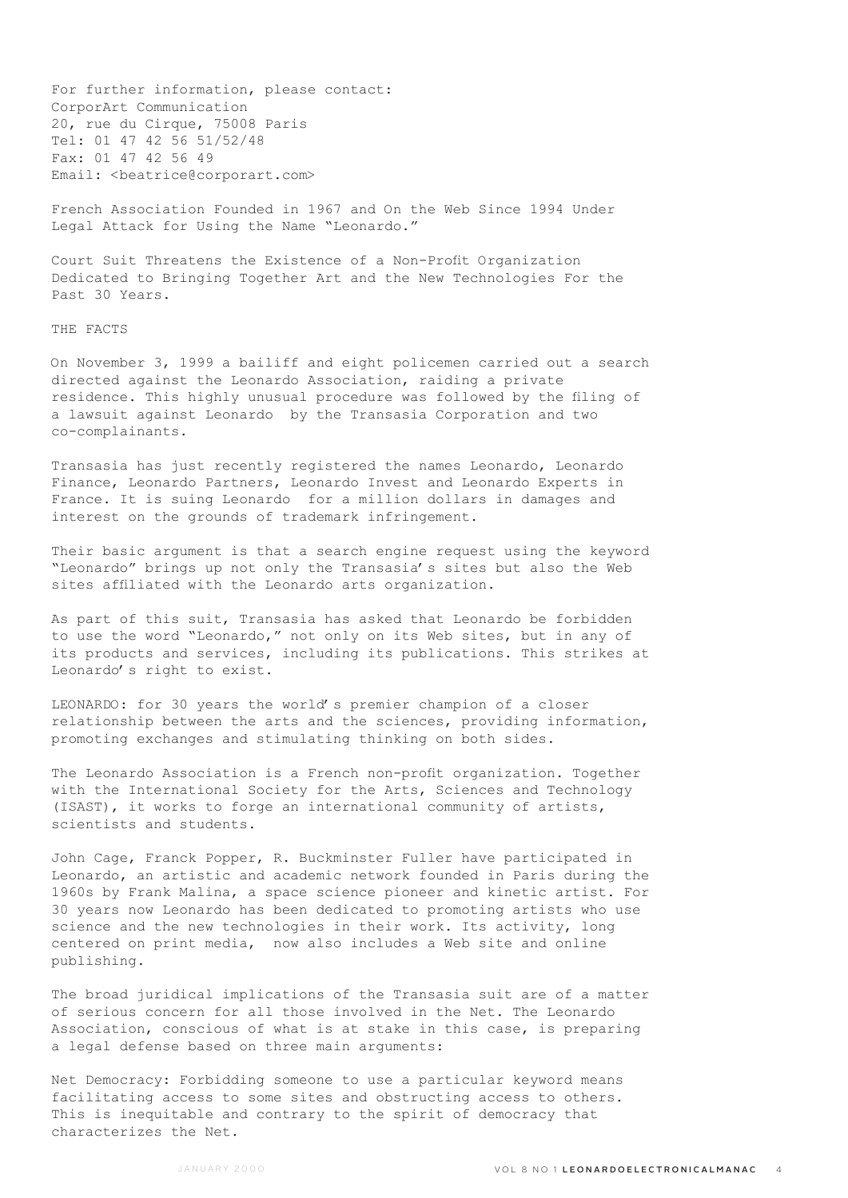For further information, please contact:
CorporArt Communication
20, rue du Cirque, 75008 Paris
Tel: 01 47 42 56 51/52/48
Fax: 01 47 42 56 49
Email: <beatrice@corporart.com>

French Association Founded in 1967 and On the Web Since 1994 Under Legal Attack for Using the Name "Leonardo."

Court Suit Threatens the Existence of a Non-Profit Organization Dedicated to Bringing Together Art and the New Technologies For the Past 30 Years.

THE FACTS

On November 3, 1999 a bailiff and eight policemen carried out a search directed against the Leonardo Association, raiding a private residence. This highly unusual procedure was followed by the filing of a lawsuit against Leonardo by the Transasia Corporation and two co-complainants.

Transasia has just recently registered the names Leonardo, Leonardo Finance, Leonardo Partners, Leonardo Invest and Leonardo Experts in France. It is suing Leonardo for a million dollars in damages and interest on the grounds of trademark infringement.

Their basic argument is that a search engine request using the keyword "Leonardo" brings up not only the Transasia's sites but also the Web sites affiliated with the Leonardo arts organization.

As part of this suit, Transasia has asked that Leonardo be forbidden to use the word "Leonardo," not only on its Web sites, but in any of its products and services, including its publications. This strikes at Leonardo's right to exist.

LEONARDO: for 30 years the world's premier champion of a closer relationship between the arts and the sciences, providing information, promoting exchanges and stimulating thinking on both sides.

The Leonardo Association is a French non-profit organization. Together with the International Society for the Arts, Sciences and Technology (ISAST), it works to forge an international community of artists, scientists and students.

John Cage, Franck Popper, R. Buckminster Fuller have participated in Leonardo, an artistic and academic network founded in Paris during the 1960s by Frank Malina, a space science pioneer and kinetic artist. For 30 years now Leonardo has been dedicated to promoting artists who use science and the new technologies in their work. Its activity, long centered on print media, now also includes a Web site and online publishing.

The broad juridical implications of the Transasia suit are of a matter of serious concern for all those involved in the Net. The Leonardo Association, conscious of what is at stake in this case, is preparing a legal defense based on three main arguments:

Net Democracy: Forbidding someone to use a particular keyword means facilitating access to some sites and obstructing access to others. This is inequitable and contrary to the spirit of democracy that characterizes the Net.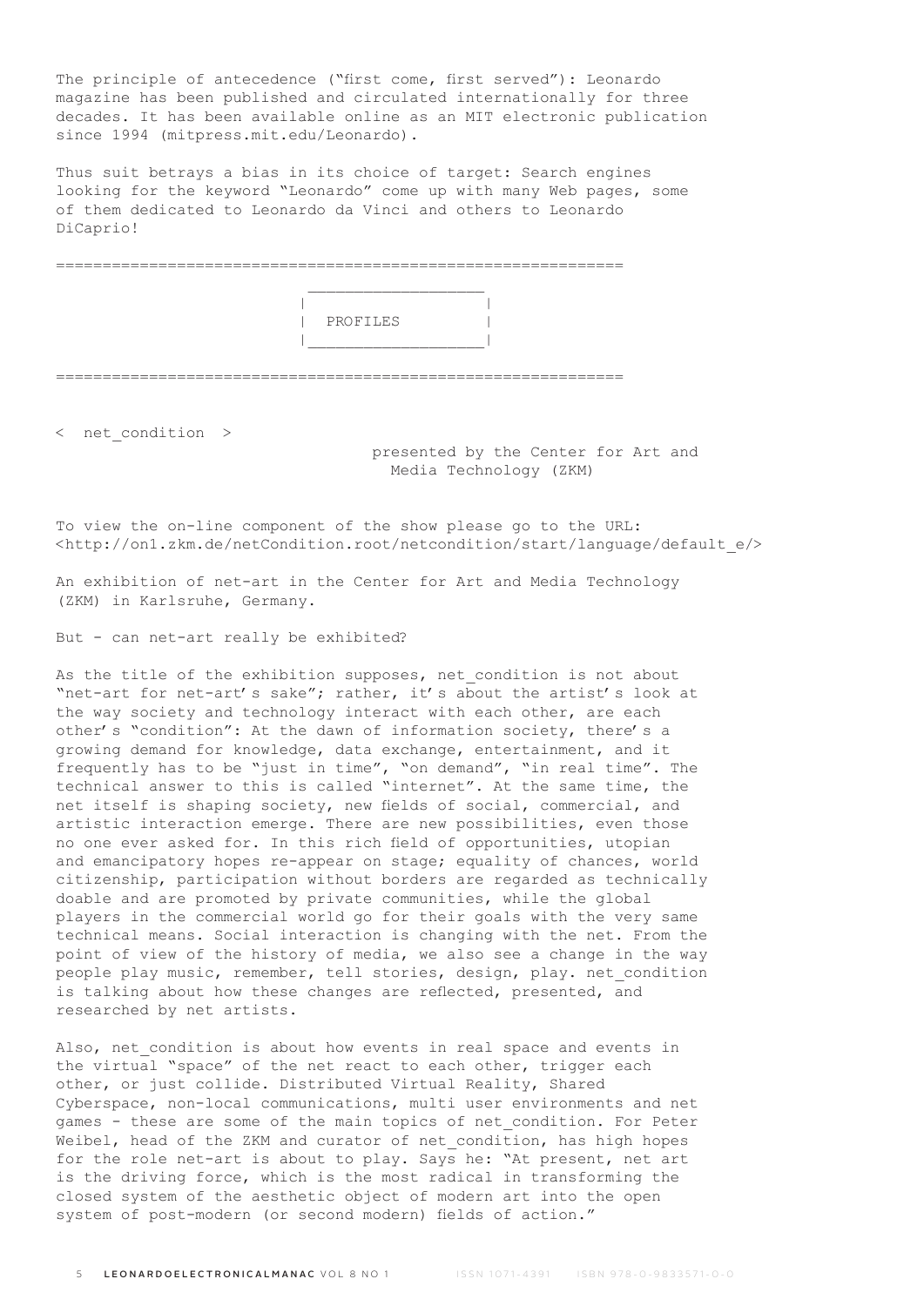The principle of antecedence ("first come, first served"): Leonardo magazine has been published and circulated internationally for three decades. It has been available online as an MIT electronic publication since 1994 (mitpress.mit.edu/Leonardo).

Thus suit betrays a bias in its choice of target: Search engines looking for the keyword "Leonardo" come up with many Web pages, some of them dedicated to Leonardo da Vinci and others to Leonardo DiCaprio!

```
==============================================================
                           __________________
                          |                  |
                          |  PROFILES        |
                          |__________________|

==============================================================
```

## < net_condition >

presented by the Center for Art and Media Technology (ZKM)

To view the on-line component of the show please go to the URL: <http://on1.zkm.de/netCondition.root/netcondition/start/language/default_e/>

An exhibition of net-art in the Center for Art and Media Technology (ZKM) in Karlsruhe, Germany.

But - can net-art really be exhibited?

As the title of the exhibition supposes, net_condition is not about "net-art for net-art's sake"; rather, it's about the artist's look at the way society and technology interact with each other, are each other's "condition": At the dawn of information society, there's a growing demand for knowledge, data exchange, entertainment, and it frequently has to be "just in time", "on demand", "in real time". The technical answer to this is called "internet". At the same time, the net itself is shaping society, new fields of social, commercial, and artistic interaction emerge. There are new possibilities, even those no one ever asked for. In this rich field of opportunities, utopian and emancipatory hopes re-appear on stage; equality of chances, world citizenship, participation without borders are regarded as technically doable and are promoted by private communities, while the global players in the commercial world go for their goals with the very same technical means. Social interaction is changing with the net. From the point of view of the history of media, we also see a change in the way people play music, remember, tell stories, design, play. net_condition is talking about how these changes are reflected, presented, and researched by net artists.

Also, net_condition is about how events in real space and events in the virtual "space" of the net react to each other, trigger each other, or just collide. Distributed Virtual Reality, Shared Cyberspace, non-local communications, multi user environments and net games - these are some of the main topics of net_condition. For Peter Weibel, head of the ZKM and curator of net_condition, has high hopes for the role net-art is about to play. Says he: "At present, net art is the driving force, which is the most radical in transforming the closed system of the aesthetic object of modern art into the open system of post-modern (or second modern) fields of action."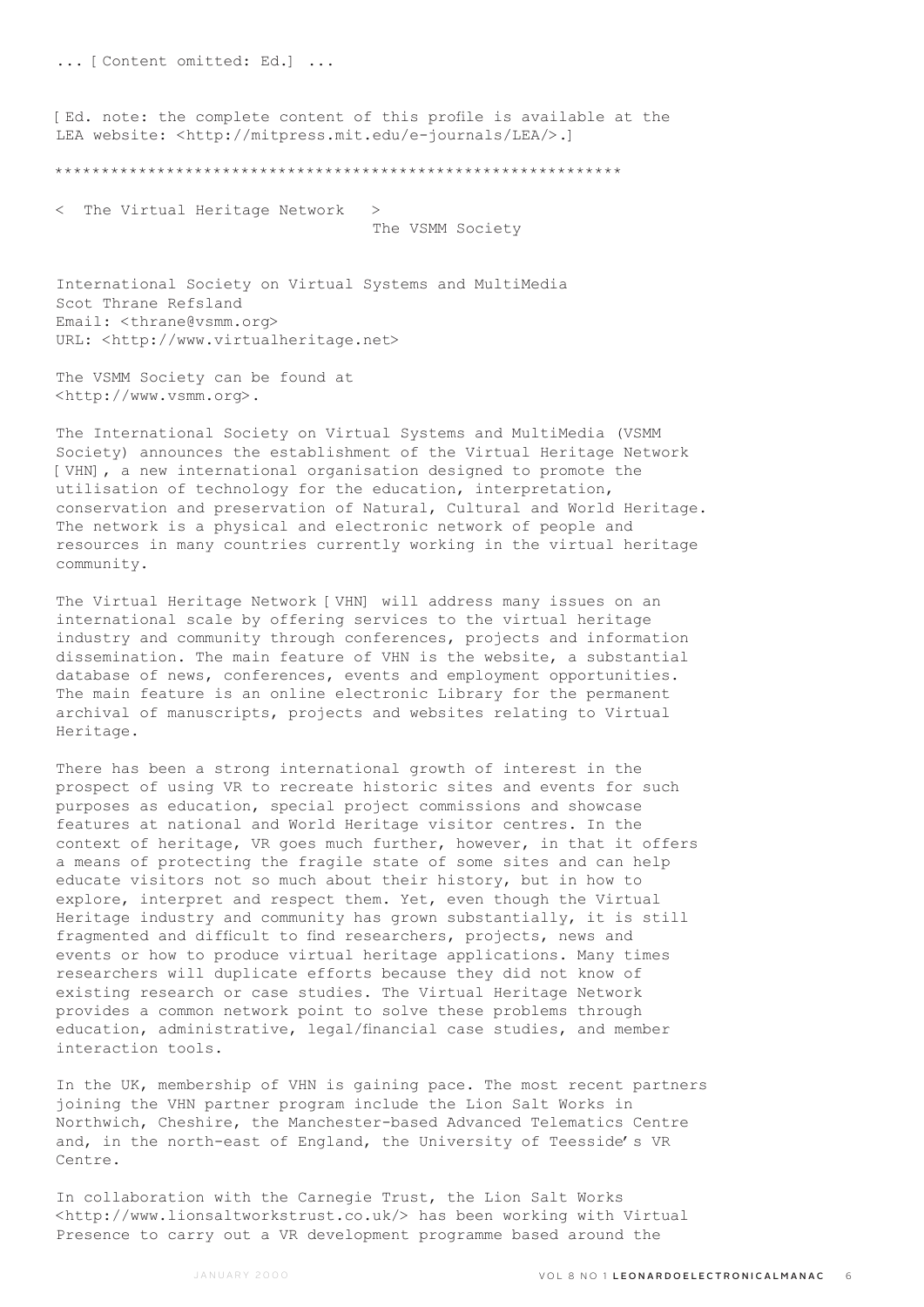... [ Content omitted: Ed.] ...

[ Ed. note: the complete content of this profile is available at the LEA website: <http://mitpress.mit.edu/e-journals/LEA/>.]

************************************************************

< The Virtual Heritage Network >
The VSMM Society

International Society on Virtual Systems and MultiMedia
Scot Thrane Refsland
Email: <thrane@vsmm.org>
URL: <http://www.virtualheritage.net>

The VSMM Society can be found at <http://www.vsmm.org>.

The International Society on Virtual Systems and MultiMedia (VSMM Society) announces the establishment of the Virtual Heritage Network [ VHN] , a new international organisation designed to promote the utilisation of technology for the education, interpretation, conservation and preservation of Natural, Cultural and World Heritage. The network is a physical and electronic network of people and resources in many countries currently working in the virtual heritage community.

The Virtual Heritage Network [ VHN] will address many issues on an international scale by offering services to the virtual heritage industry and community through conferences, projects and information dissemination. The main feature of VHN is the website, a substantial database of news, conferences, events and employment opportunities. The main feature is an online electronic Library for the permanent archival of manuscripts, projects and websites relating to Virtual Heritage.

There has been a strong international growth of interest in the prospect of using VR to recreate historic sites and events for such purposes as education, special project commissions and showcase features at national and World Heritage visitor centres. In the context of heritage, VR goes much further, however, in that it offers a means of protecting the fragile state of some sites and can help educate visitors not so much about their history, but in how to explore, interpret and respect them. Yet, even though the Virtual Heritage industry and community has grown substantially, it is still fragmented and difficult to find researchers, projects, news and events or how to produce virtual heritage applications. Many times researchers will duplicate efforts because they did not know of existing research or case studies. The Virtual Heritage Network provides a common network point to solve these problems through education, administrative, legal/financial case studies, and member interaction tools.

In the UK, membership of VHN is gaining pace. The most recent partners joining the VHN partner program include the Lion Salt Works in Northwich, Cheshire, the Manchester-based Advanced Telematics Centre and, in the north-east of England, the University of Teesside's VR Centre.

In collaboration with the Carnegie Trust, the Lion Salt Works <http://www.lionsaltworkstrust.co.uk/> has been working with Virtual Presence to carry out a VR development programme based around the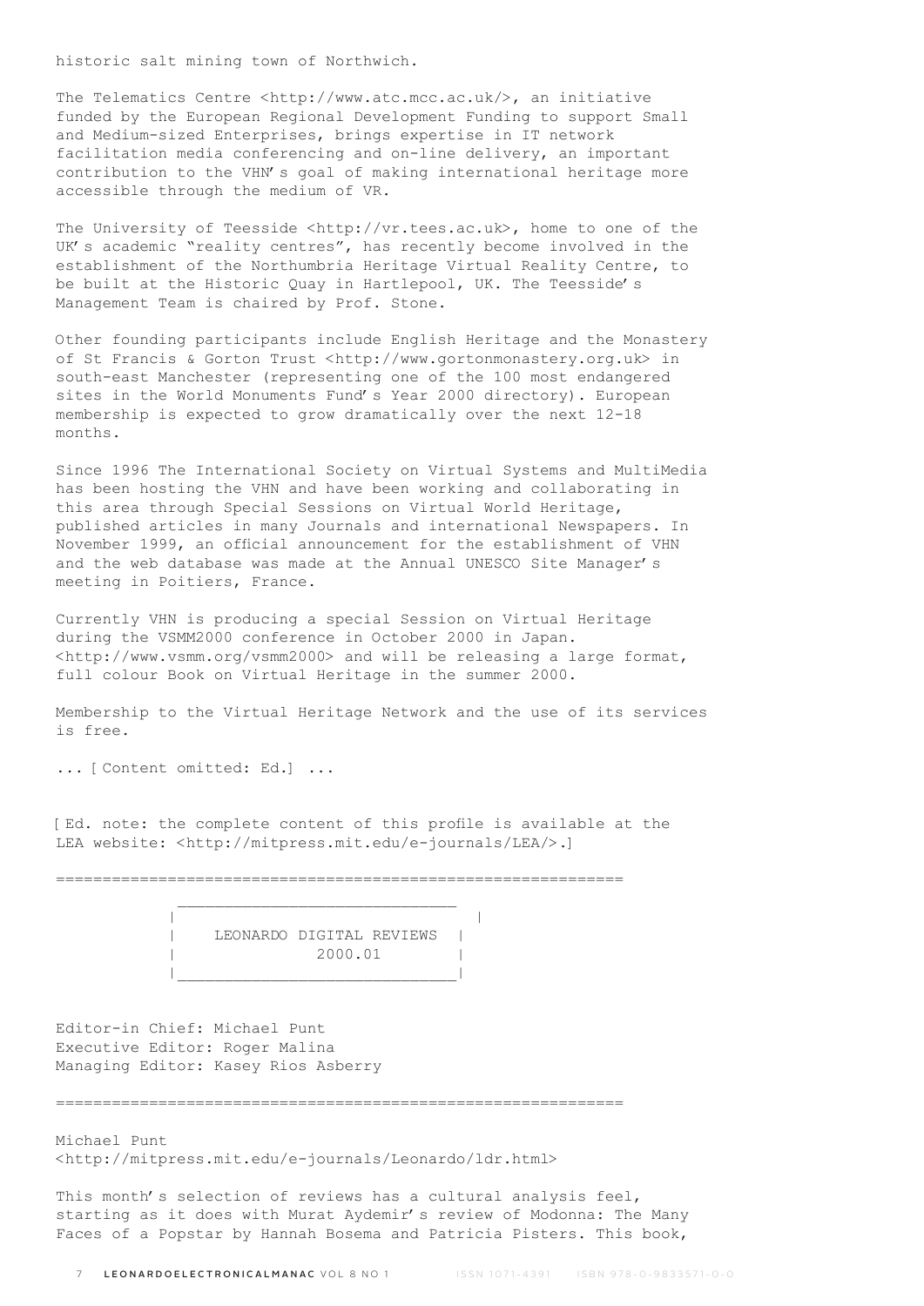historic salt mining town of Northwich.

The Telematics Centre <http://www.atc.mcc.ac.uk/>, an initiative funded by the European Regional Development Funding to support Small and Medium-sized Enterprises, brings expertise in IT network facilitation media conferencing and on-line delivery, an important contribution to the VHN's goal of making international heritage more accessible through the medium of VR.

The University of Teesside <http://vr.tees.ac.uk>, home to one of the UK's academic "reality centres", has recently become involved in the establishment of the Northumbria Heritage Virtual Reality Centre, to be built at the Historic Quay in Hartlepool, UK. The Teesside's Management Team is chaired by Prof. Stone.

Other founding participants include English Heritage and the Monastery of St Francis & Gorton Trust <http://www.gortonmonastery.org.uk> in south-east Manchester (representing one of the 100 most endangered sites in the World Monuments Fund's Year 2000 directory). European membership is expected to grow dramatically over the next 12-18 months.

Since 1996 The International Society on Virtual Systems and MultiMedia has been hosting the VHN and have been working and collaborating in this area through Special Sessions on Virtual World Heritage, published articles in many Journals and international Newspapers. In November 1999, an official announcement for the establishment of VHN and the web database was made at the Annual UNESCO Site Manager's meeting in Poitiers, France.

Currently VHN is producing a special Session on Virtual Heritage during the VSMM2000 conference in October 2000 in Japan. <http://www.vsmm.org/vsmm2000> and will be releasing a large format, full colour Book on Virtual Heritage in the summer 2000.

Membership to the Virtual Heritage Network and the use of its services is free.

... [Content omitted: Ed.] ...

[Ed. note: the complete content of this profile is available at the LEA website: <http://mitpress.mit.edu/e-journals/LEA/>.]

==============================================================

## LEONARDO DIGITAL REVIEWS 2000.01

Editor-in Chief: Michael Punt
Executive Editor: Roger Malina
Managing Editor: Kasey Rios Asberry

==============================================================

Michael Punt
<http://mitpress.mit.edu/e-journals/Leonardo/ldr.html>

This month's selection of reviews has a cultural analysis feel, starting as it does with Murat Aydemir's review of Modonna: The Many Faces of a Popstar by Hannah Bosema and Patricia Pisters. This book,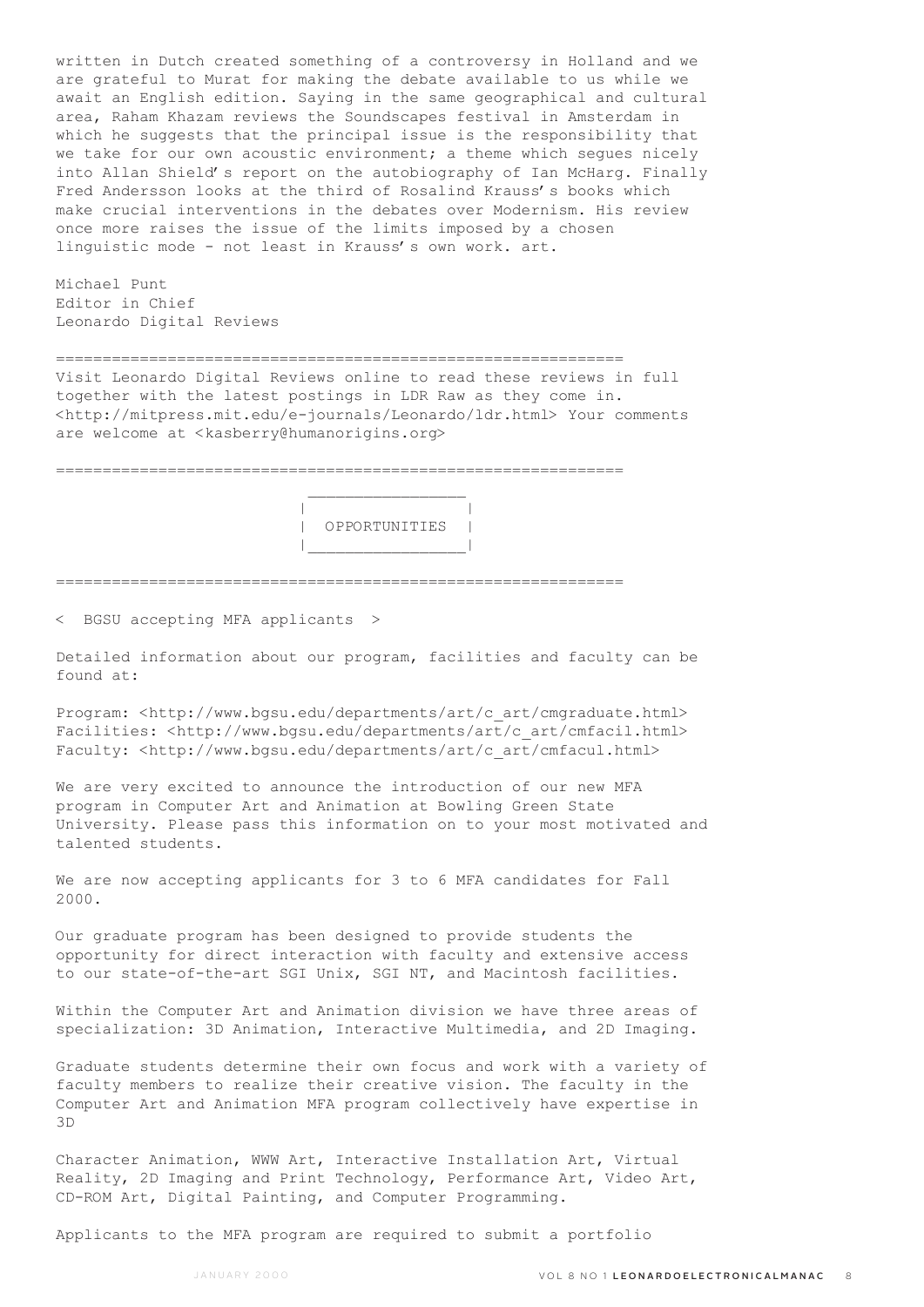written in Dutch created something of a controversy in Holland and we are grateful to Murat for making the debate available to us while we await an English edition. Saying in the same geographical and cultural area, Raham Khazam reviews the Soundscapes festival in Amsterdam in which he suggests that the principal issue is the responsibility that we take for our own acoustic environment; a theme which segues nicely into Allan Shield's report on the autobiography of Ian McHarg. Finally Fred Andersson looks at the third of Rosalind Krauss's books which make crucial interventions in the debates over Modernism. His review once more raises the issue of the limits imposed by a chosen linguistic mode - not least in Krauss's own work. art.

Michael Punt
Editor in Chief
Leonardo Digital Reviews

============================================================

Visit Leonardo Digital Reviews online to read these reviews in full together with the latest postings in LDR Raw as they come in. <http://mitpress.mit.edu/e-journals/Leonardo/ldr.html> Your comments are welcome at <kasberry@humanorigins.org>

============================================================

```
 _________________
|                 |
|  OPPORTUNITIES  |
|_________________|
```

============================================================

< BGSU accepting MFA applicants >

Detailed information about our program, facilities and faculty can be found at:

Program: <http://www.bgsu.edu/departments/art/c_art/cmgraduate.html>
Facilities: <http://www.bgsu.edu/departments/art/c_art/cmfacil.html>
Faculty: <http://www.bgsu.edu/departments/art/c_art/cmfacul.html>

We are very excited to announce the introduction of our new MFA program in Computer Art and Animation at Bowling Green State University. Please pass this information on to your most motivated and talented students.

We are now accepting applicants for 3 to 6 MFA candidates for Fall 2000.

Our graduate program has been designed to provide students the opportunity for direct interaction with faculty and extensive access to our state-of-the-art SGI Unix, SGI NT, and Macintosh facilities.

Within the Computer Art and Animation division we have three areas of specialization: 3D Animation, Interactive Multimedia, and 2D Imaging.

Graduate students determine their own focus and work with a variety of faculty members to realize their creative vision. The faculty in the Computer Art and Animation MFA program collectively have expertise in 3D

Character Animation, WWW Art, Interactive Installation Art, Virtual Reality, 2D Imaging and Print Technology, Performance Art, Video Art, CD-ROM Art, Digital Painting, and Computer Programming.

Applicants to the MFA program are required to submit a portfolio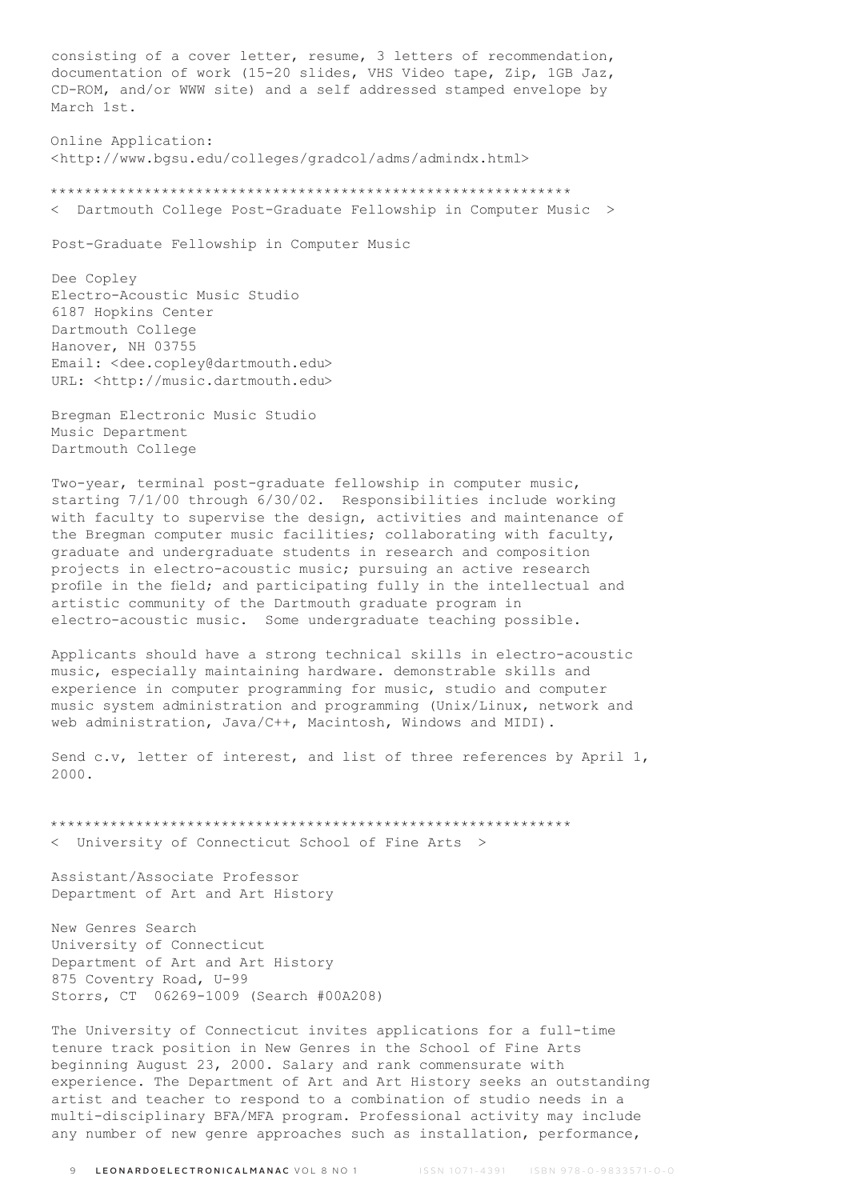consisting of a cover letter, resume, 3 letters of recommendation, documentation of work (15-20 slides, VHS Video tape, Zip, 1GB Jaz, CD-ROM, and/or WWW site) and a self addressed stamped envelope by March 1st.

Online Application:
<http://www.bgsu.edu/colleges/gradcol/adms/admindx.html>

************************************************************

< Dartmouth College Post-Graduate Fellowship in Computer Music >

Post-Graduate Fellowship in Computer Music

Dee Copley
Electro-Acoustic Music Studio
6187 Hopkins Center
Dartmouth College
Hanover, NH 03755
Email: <dee.copley@dartmouth.edu>
URL: <http://music.dartmouth.edu>

Bregman Electronic Music Studio
Music Department
Dartmouth College

Two-year, terminal post-graduate fellowship in computer music, starting 7/1/00 through 6/30/02. Responsibilities include working with faculty to supervise the design, activities and maintenance of the Bregman computer music facilities; collaborating with faculty, graduate and undergraduate students in research and composition projects in electro-acoustic music; pursuing an active research profile in the field; and participating fully in the intellectual and artistic community of the Dartmouth graduate program in electro-acoustic music. Some undergraduate teaching possible.

Applicants should have a strong technical skills in electro-acoustic music, especially maintaining hardware. demonstrable skills and experience in computer programming for music, studio and computer music system administration and programming (Unix/Linux, network and web administration, Java/C++, Macintosh, Windows and MIDI).

Send c.v, letter of interest, and list of three references by April 1, 2000.

************************************************************

< University of Connecticut School of Fine Arts >

Assistant/Associate Professor
Department of Art and Art History

New Genres Search
University of Connecticut
Department of Art and Art History
875 Coventry Road, U-99
Storrs, CT 06269-1009 (Search #00A208)

The University of Connecticut invites applications for a full-time tenure track position in New Genres in the School of Fine Arts beginning August 23, 2000. Salary and rank commensurate with experience. The Department of Art and Art History seeks an outstanding artist and teacher to respond to a combination of studio needs in a multi-disciplinary BFA/MFA program. Professional activity may include any number of new genre approaches such as installation, performance,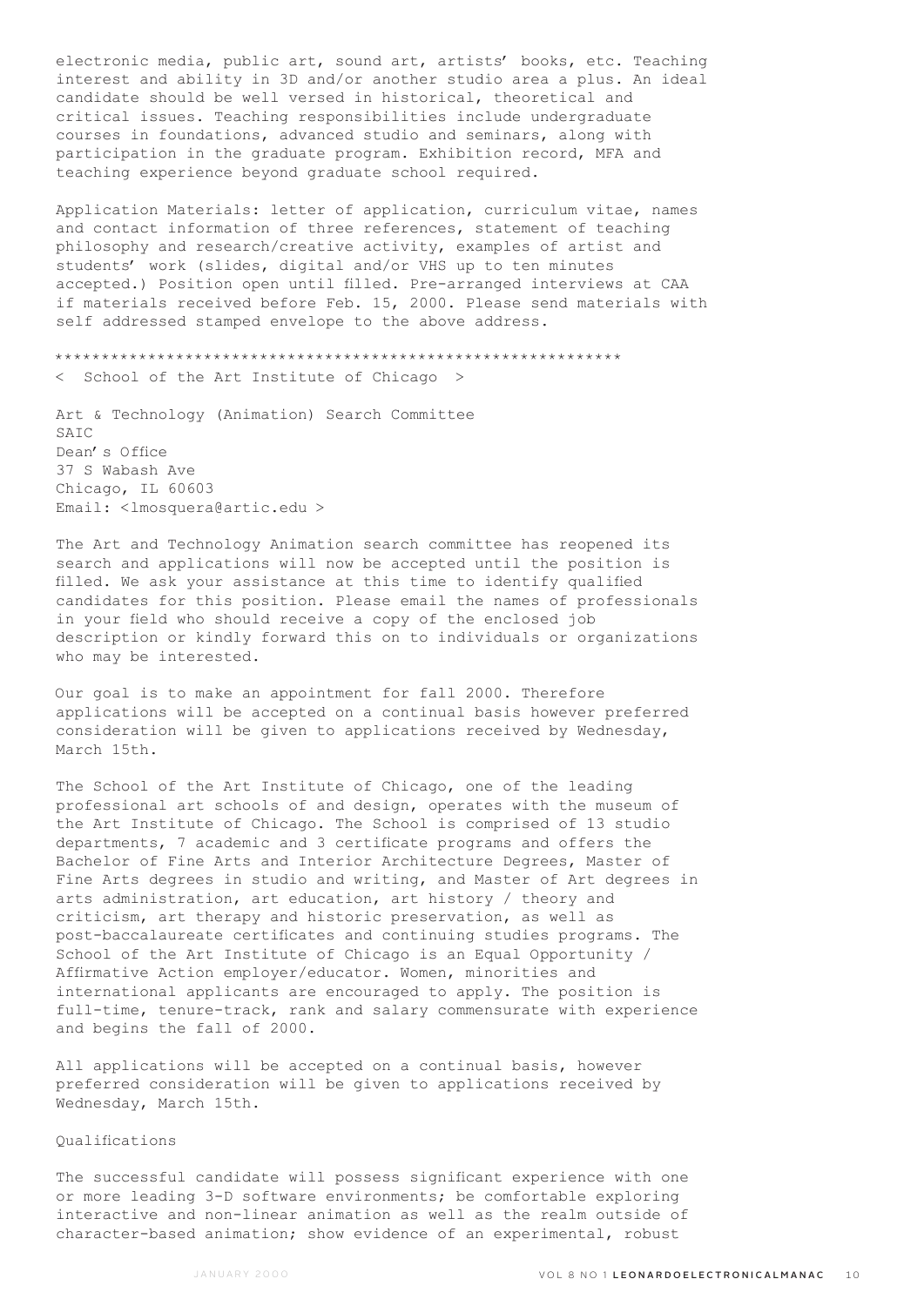electronic media, public art, sound art, artists' books, etc. Teaching interest and ability in 3D and/or another studio area a plus. An ideal candidate should be well versed in historical, theoretical and critical issues. Teaching responsibilities include undergraduate courses in foundations, advanced studio and seminars, along with participation in the graduate program. Exhibition record, MFA and teaching experience beyond graduate school required.

Application Materials: letter of application, curriculum vitae, names and contact information of three references, statement of teaching philosophy and research/creative activity, examples of artist and students' work (slides, digital and/or VHS up to ten minutes accepted.) Position open until filled. Pre-arranged interviews at CAA if materials received before Feb. 15, 2000. Please send materials with self addressed stamped envelope to the above address.

*************************************************************

< School of the Art Institute of Chicago >

Art & Technology (Animation) Search Committee
SAIC
Dean's Office
37 S Wabash Ave
Chicago, IL 60603
Email: <lmosquera@artic.edu >

The Art and Technology Animation search committee has reopened its search and applications will now be accepted until the position is filled. We ask your assistance at this time to identify qualified candidates for this position. Please email the names of professionals in your field who should receive a copy of the enclosed job description or kindly forward this on to individuals or organizations who may be interested.

Our goal is to make an appointment for fall 2000. Therefore applications will be accepted on a continual basis however preferred consideration will be given to applications received by Wednesday, March 15th.

The School of the Art Institute of Chicago, one of the leading professional art schools of and design, operates with the museum of the Art Institute of Chicago. The School is comprised of 13 studio departments, 7 academic and 3 certificate programs and offers the Bachelor of Fine Arts and Interior Architecture Degrees, Master of Fine Arts degrees in studio and writing, and Master of Art degrees in arts administration, art education, art history / theory and criticism, art therapy and historic preservation, as well as post-baccalaureate certificates and continuing studies programs. The School of the Art Institute of Chicago is an Equal Opportunity / Affirmative Action employer/educator. Women, minorities and international applicants are encouraged to apply. The position is full-time, tenure-track, rank and salary commensurate with experience and begins the fall of 2000.

All applications will be accepted on a continual basis, however preferred consideration will be given to applications received by Wednesday, March 15th.

Qualifications

The successful candidate will possess significant experience with one or more leading 3-D software environments; be comfortable exploring interactive and non-linear animation as well as the realm outside of character-based animation; show evidence of an experimental, robust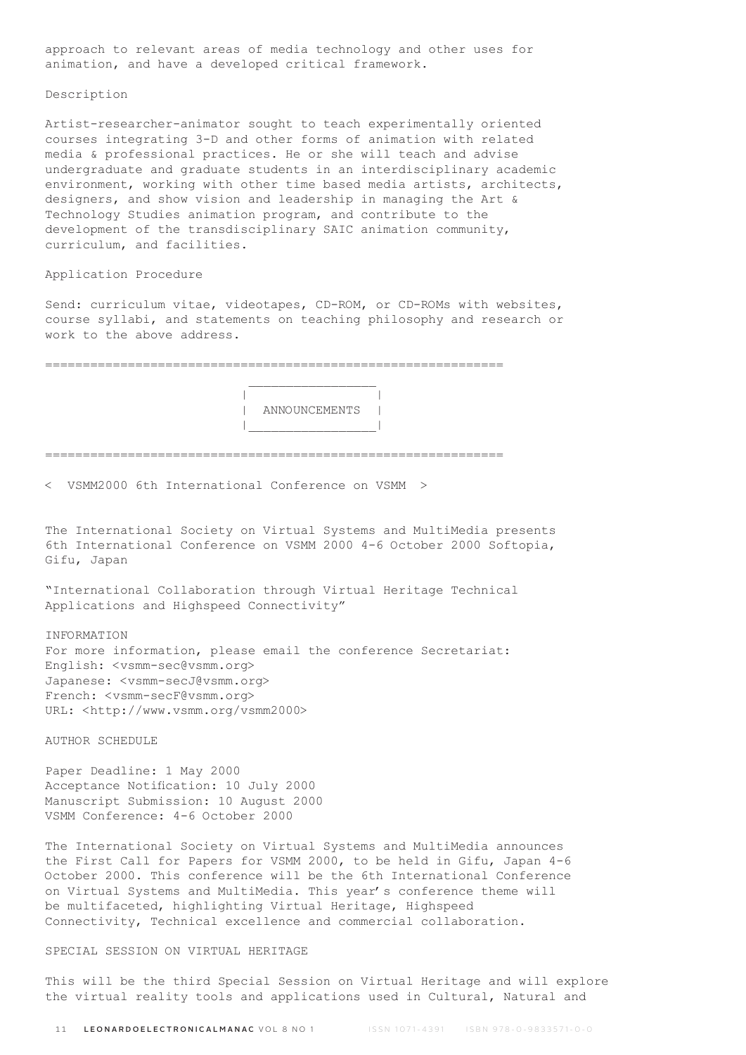approach to relevant areas of media technology and other uses for animation, and have a developed critical framework.

Description

Artist-researcher-animator sought to teach experimentally oriented courses integrating 3-D and other forms of animation with related media & professional practices. He or she will teach and advise undergraduate and graduate students in an interdisciplinary academic environment, working with other time based media artists, architects, designers, and show vision and leadership in managing the Art & Technology Studies animation program, and contribute to the development of the transdisciplinary SAIC animation community, curriculum, and facilities.

Application Procedure

Send: curriculum vitae, videotapes, CD-ROM, or CD-ROMs with websites, course syllabi, and statements on teaching philosophy and research or work to the above address.

## ANNOUNCEMENTS

### < VSMM2000 6th International Conference on VSMM >

The International Society on Virtual Systems and MultiMedia presents 6th International Conference on VSMM 2000 4-6 October 2000 Softopia, Gifu, Japan

"International Collaboration through Virtual Heritage Technical Applications and Highspeed Connectivity"

INFORMATION
For more information, please email the conference Secretariat:
English: <vsmm-sec@vsmm.org>
Japanese: <vsmm-secJ@vsmm.org>
French: <vsmm-secF@vsmm.org>
URL: <http://www.vsmm.org/vsmm2000>

AUTHOR SCHEDULE

Paper Deadline: 1 May 2000
Acceptance Notification: 10 July 2000
Manuscript Submission: 10 August 2000
VSMM Conference: 4-6 October 2000

The International Society on Virtual Systems and MultiMedia announces the First Call for Papers for VSMM 2000, to be held in Gifu, Japan 4-6 October 2000. This conference will be the 6th International Conference on Virtual Systems and MultiMedia. This year's conference theme will be multifaceted, highlighting Virtual Heritage, Highspeed Connectivity, Technical excellence and commercial collaboration.

SPECIAL SESSION ON VIRTUAL HERITAGE

This will be the third Special Session on Virtual Heritage and will explore the virtual reality tools and applications used in Cultural, Natural and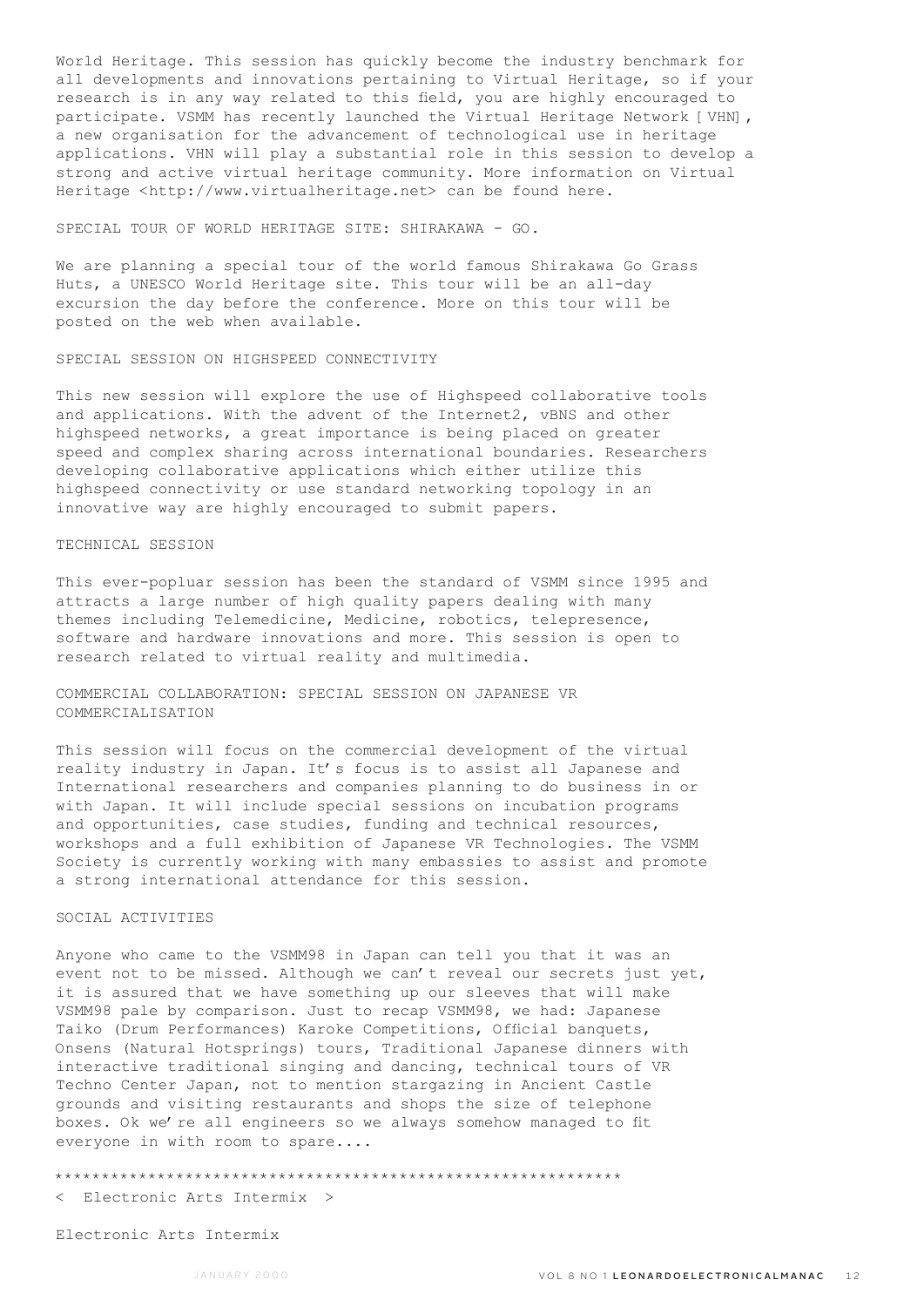World Heritage. This session has quickly become the industry benchmark for all developments and innovations pertaining to Virtual Heritage, so if your research is in any way related to this field, you are highly encouraged to participate. VSMM has recently launched the Virtual Heritage Network [VHN], a new organisation for the advancement of technological use in heritage applications. VHN will play a substantial role in this session to develop a strong and active virtual heritage community. More information on Virtual Heritage <http://www.virtualheritage.net> can be found here.

SPECIAL TOUR OF WORLD HERITAGE SITE: SHIRAKAWA - GO.

We are planning a special tour of the world famous Shirakawa Go Grass Huts, a UNESCO World Heritage site. This tour will be an all-day excursion the day before the conference. More on this tour will be posted on the web when available.

SPECIAL SESSION ON HIGHSPEED CONNECTIVITY

This new session will explore the use of Highspeed collaborative tools and applications. With the advent of the Internet2, vBNS and other highspeed networks, a great importance is being placed on greater speed and complex sharing across international boundaries. Researchers developing collaborative applications which either utilize this highspeed connectivity or use standard networking topology in an innovative way are highly encouraged to submit papers.

TECHNICAL SESSION

This ever-popluar session has been the standard of VSMM since 1995 and attracts a large number of high quality papers dealing with many themes including Telemedicine, Medicine, robotics, telepresence, software and hardware innovations and more. This session is open to research related to virtual reality and multimedia.

COMMERCIAL COLLABORATION: SPECIAL SESSION ON JAPANESE VR COMMERCIALISATION

This session will focus on the commercial development of the virtual reality industry in Japan. It's focus is to assist all Japanese and International researchers and companies planning to do business in or with Japan. It will include special sessions on incubation programs and opportunities, case studies, funding and technical resources, workshops and a full exhibition of Japanese VR Technologies. The VSMM Society is currently working with many embassies to assist and promote a strong international attendance for this session.

SOCIAL ACTIVITIES

Anyone who came to the VSMM98 in Japan can tell you that it was an event not to be missed. Although we can't reveal our secrets just yet, it is assured that we have something up our sleeves that will make VSMM98 pale by comparison. Just to recap VSMM98, we had: Japanese Taiko (Drum Performances) Karoke Competitions, Official banquets, Onsens (Natural Hotsprings) tours, Traditional Japanese dinners with interactive traditional singing and dancing, technical tours of VR Techno Center Japan, not to mention stargazing in Ancient Castle grounds and visiting restaurants and shops the size of telephone boxes. Ok we're all engineers so we always somehow managed to fit everyone in with room to spare....

************************************************************

< Electronic Arts Intermix >

Electronic Arts Intermix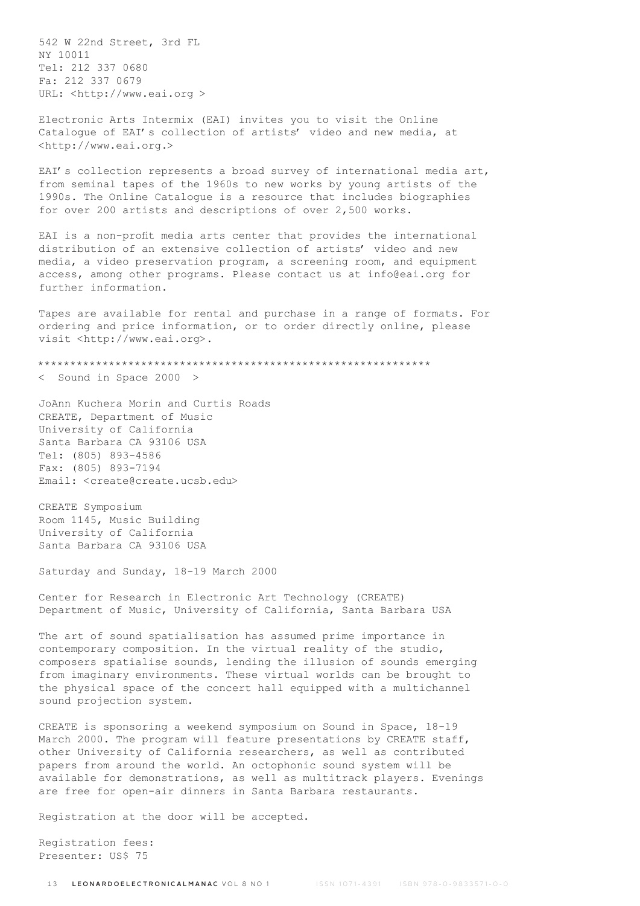542 W 22nd Street, 3rd FL
NY 10011
Tel: 212 337 0680
Fa: 212 337 0679
URL: <http://www.eai.org >

Electronic Arts Intermix (EAI) invites you to visit the Online Catalogue of EAI's collection of artists' video and new media, at <http://www.eai.org.>

EAI's collection represents a broad survey of international media art, from seminal tapes of the 1960s to new works by young artists of the 1990s. The Online Catalogue is a resource that includes biographies for over 200 artists and descriptions of over 2,500 works.

EAI is a non-profit media arts center that provides the international distribution of an extensive collection of artists' video and new media, a video preservation program, a screening room, and equipment access, among other programs. Please contact us at info@eai.org for further information.

Tapes are available for rental and purchase in a range of formats. For ordering and price information, or to order directly online, please visit <http://www.eai.org>.

************************************************************

< Sound in Space 2000 >

JoAnn Kuchera Morin and Curtis Roads
CREATE, Department of Music
University of California
Santa Barbara CA 93106 USA
Tel: (805) 893-4586
Fax: (805) 893-7194
Email: <create@create.ucsb.edu>

CREATE Symposium
Room 1145, Music Building
University of California
Santa Barbara CA 93106 USA

Saturday and Sunday, 18-19 March 2000

Center for Research in Electronic Art Technology (CREATE)
Department of Music, University of California, Santa Barbara USA

The art of sound spatialisation has assumed prime importance in contemporary composition. In the virtual reality of the studio, composers spatialise sounds, lending the illusion of sounds emerging from imaginary environments. These virtual worlds can be brought to the physical space of the concert hall equipped with a multichannel sound projection system.

CREATE is sponsoring a weekend symposium on Sound in Space, 18-19 March 2000. The program will feature presentations by CREATE staff, other University of California researchers, as well as contributed papers from around the world. An octophonic sound system will be available for demonstrations, as well as multitrack players. Evenings are free for open-air dinners in Santa Barbara restaurants.

Registration at the door will be accepted.

Registration fees:
Presenter: US$ 75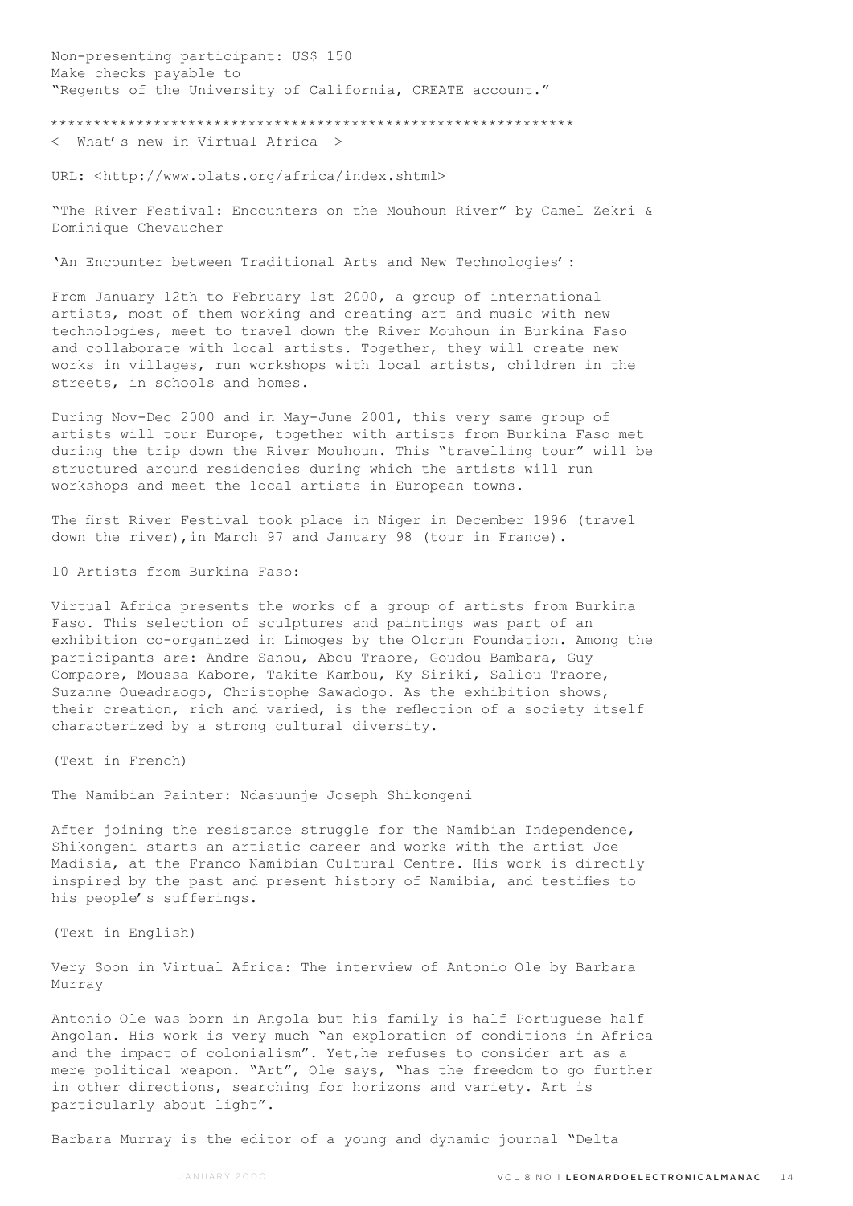Non-presenting participant: US$ 150
Make checks payable to
"Regents of the University of California, CREATE account."

*************************************************************

< What's new in Virtual Africa >

URL: <http://www.olats.org/africa/index.shtml>

"The River Festival: Encounters on the Mouhoun River" by Camel Zekri & Dominique Chevaucher

'An Encounter between Traditional Arts and New Technologies':

From January 12th to February 1st 2000, a group of international artists, most of them working and creating art and music with new technologies, meet to travel down the River Mouhoun in Burkina Faso and collaborate with local artists. Together, they will create new works in villages, run workshops with local artists, children in the streets, in schools and homes.

During Nov-Dec 2000 and in May-June 2001, this very same group of artists will tour Europe, together with artists from Burkina Faso met during the trip down the River Mouhoun. This "travelling tour" will be structured around residencies during which the artists will run workshops and meet the local artists in European towns.

The first River Festival took place in Niger in December 1996 (travel down the river),in March 97 and January 98 (tour in France).

10 Artists from Burkina Faso:

Virtual Africa presents the works of a group of artists from Burkina Faso. This selection of sculptures and paintings was part of an exhibition co-organized in Limoges by the Olorun Foundation. Among the participants are: Andre Sanou, Abou Traore, Goudou Bambara, Guy Compaore, Moussa Kabore, Takite Kambou, Ky Siriki, Saliou Traore, Suzanne Oueadraogo, Christophe Sawadogo. As the exhibition shows, their creation, rich and varied, is the reflection of a society itself characterized by a strong cultural diversity.

(Text in French)

The Namibian Painter: Ndasuunje Joseph Shikongeni

After joining the resistance struggle for the Namibian Independence, Shikongeni starts an artistic career and works with the artist Joe Madisia, at the Franco Namibian Cultural Centre. His work is directly inspired by the past and present history of Namibia, and testifies to his people's sufferings.

(Text in English)

Very Soon in Virtual Africa: The interview of Antonio Ole by Barbara Murray

Antonio Ole was born in Angola but his family is half Portuguese half Angolan. His work is very much "an exploration of conditions in Africa and the impact of colonialism". Yet,he refuses to consider art as a mere political weapon. "Art", Ole says, "has the freedom to go further in other directions, searching for horizons and variety. Art is particularly about light".

Barbara Murray is the editor of a young and dynamic journal "Delta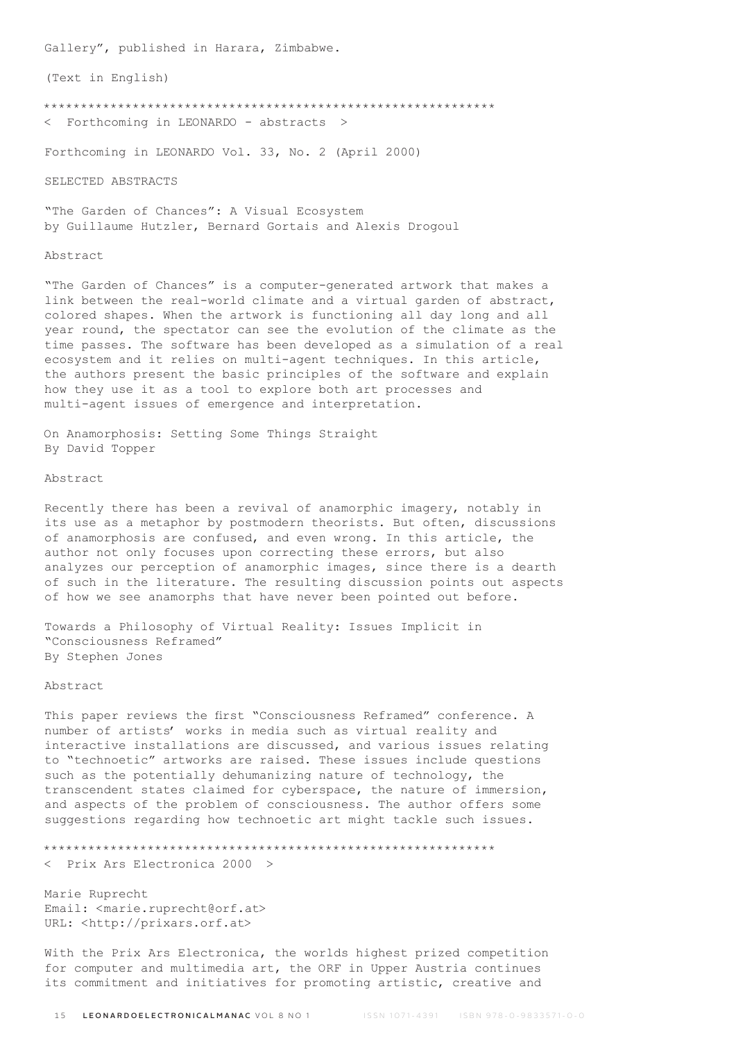Gallery", published in Harara, Zimbabwe.

(Text in English)

*************************************************************

< Forthcoming in LEONARDO - abstracts >

Forthcoming in LEONARDO Vol. 33, No. 2 (April 2000)

SELECTED ABSTRACTS

"The Garden of Chances": A Visual Ecosystem
by Guillaume Hutzler, Bernard Gortais and Alexis Drogoul

Abstract

"The Garden of Chances" is a computer-generated artwork that makes a link between the real-world climate and a virtual garden of abstract, colored shapes. When the artwork is functioning all day long and all year round, the spectator can see the evolution of the climate as the time passes. The software has been developed as a simulation of a real ecosystem and it relies on multi-agent techniques. In this article, the authors present the basic principles of the software and explain how they use it as a tool to explore both art processes and multi-agent issues of emergence and interpretation.

On Anamorphosis: Setting Some Things Straight
By David Topper

Abstract

Recently there has been a revival of anamorphic imagery, notably in its use as a metaphor by postmodern theorists. But often, discussions of anamorphosis are confused, and even wrong. In this article, the author not only focuses upon correcting these errors, but also analyzes our perception of anamorphic images, since there is a dearth of such in the literature. The resulting discussion points out aspects of how we see anamorphs that have never been pointed out before.

Towards a Philosophy of Virtual Reality: Issues Implicit in "Consciousness Reframed"
By Stephen Jones

Abstract

This paper reviews the first "Consciousness Reframed" conference. A number of artists' works in media such as virtual reality and interactive installations are discussed, and various issues relating to "technoetic" artworks are raised. These issues include questions such as the potentially dehumanizing nature of technology, the transcendent states claimed for cyberspace, the nature of immersion, and aspects of the problem of consciousness. The author offers some suggestions regarding how technoetic art might tackle such issues.

*************************************************************

< Prix Ars Electronica 2000 >

Marie Ruprecht
Email: <marie.ruprecht@orf.at>
URL: <http://prixars.orf.at>

With the Prix Ars Electronica, the worlds highest prized competition for computer and multimedia art, the ORF in Upper Austria continues its commitment and initiatives for promoting artistic, creative and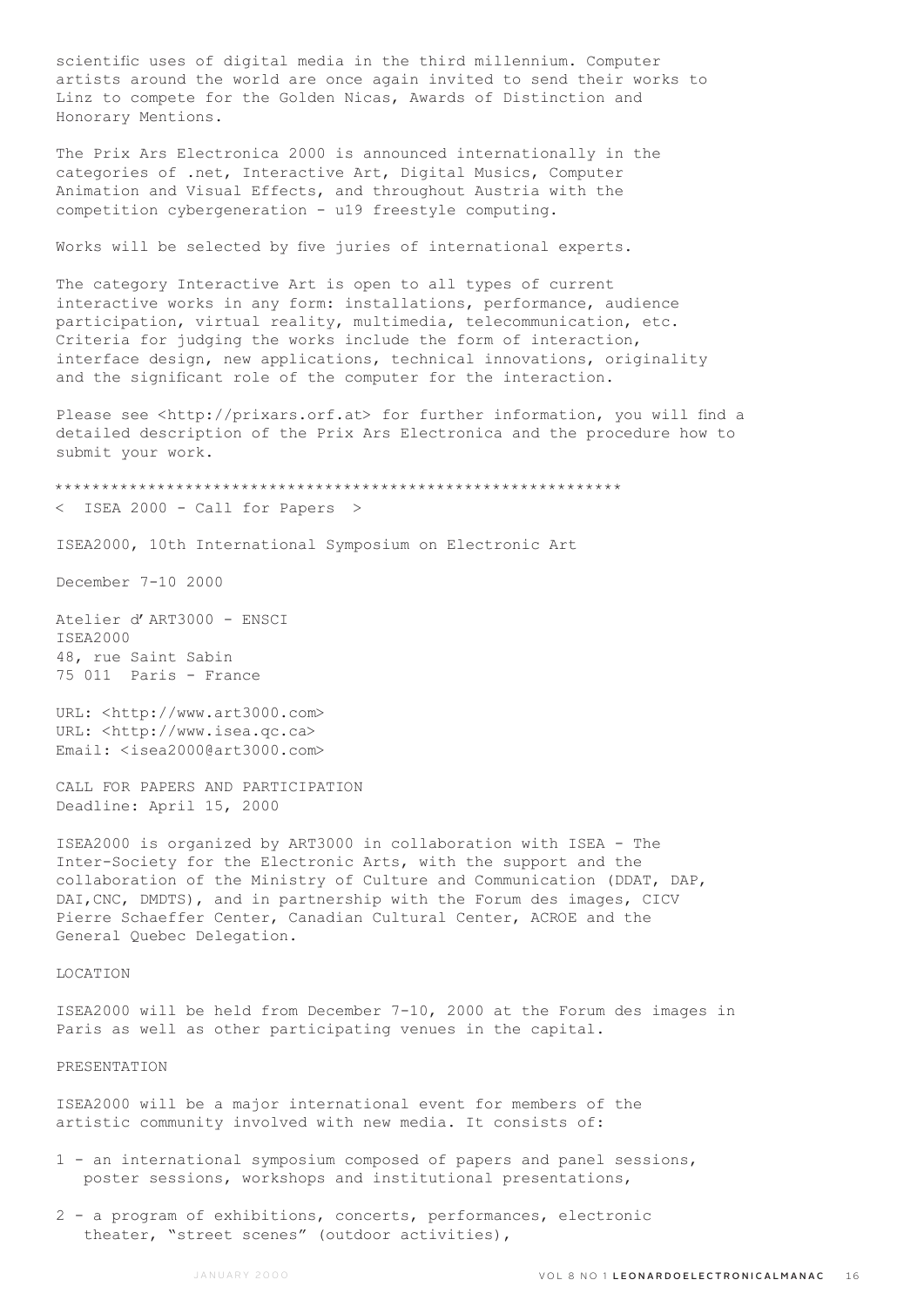scientific uses of digital media in the third millennium. Computer artists around the world are once again invited to send their works to Linz to compete for the Golden Nicas, Awards of Distinction and Honorary Mentions.

The Prix Ars Electronica 2000 is announced internationally in the categories of .net, Interactive Art, Digital Musics, Computer Animation and Visual Effects, and throughout Austria with the competition cybergeneration - u19 freestyle computing.

Works will be selected by five juries of international experts.

The category Interactive Art is open to all types of current interactive works in any form: installations, performance, audience participation, virtual reality, multimedia, telecommunication, etc. Criteria for judging the works include the form of interaction, interface design, new applications, technical innovations, originality and the significant role of the computer for the interaction.

Please see <http://prixars.orf.at> for further information, you will find a detailed description of the Prix Ars Electronica and the procedure how to submit your work.

************************************************************

< ISEA 2000 - Call for Papers >

ISEA2000, 10th International Symposium on Electronic Art

December 7-10 2000

Atelier d'ART3000 - ENSCI  
ISEA2000  
48, rue Saint Sabin  
75 011 Paris - France

URL: <http://www.art3000.com>  
URL: <http://www.isea.qc.ca>  
Email: <isea2000@art3000.com>

CALL FOR PAPERS AND PARTICIPATION  
Deadline: April 15, 2000

ISEA2000 is organized by ART3000 in collaboration with ISEA - The Inter-Society for the Electronic Arts, with the support and the collaboration of the Ministry of Culture and Communication (DDAT, DAP, DAI,CNC, DMDTS), and in partnership with the Forum des images, CICV Pierre Schaeffer Center, Canadian Cultural Center, ACROE and the General Quebec Delegation.

LOCATION

ISEA2000 will be held from December 7-10, 2000 at the Forum des images in Paris as well as other participating venues in the capital.

PRESENTATION

ISEA2000 will be a major international event for members of the artistic community involved with new media. It consists of:

1 - an international symposium composed of papers and panel sessions, poster sessions, workshops and institutional presentations,

2 - a program of exhibitions, concerts, performances, electronic theater, "street scenes" (outdoor activities),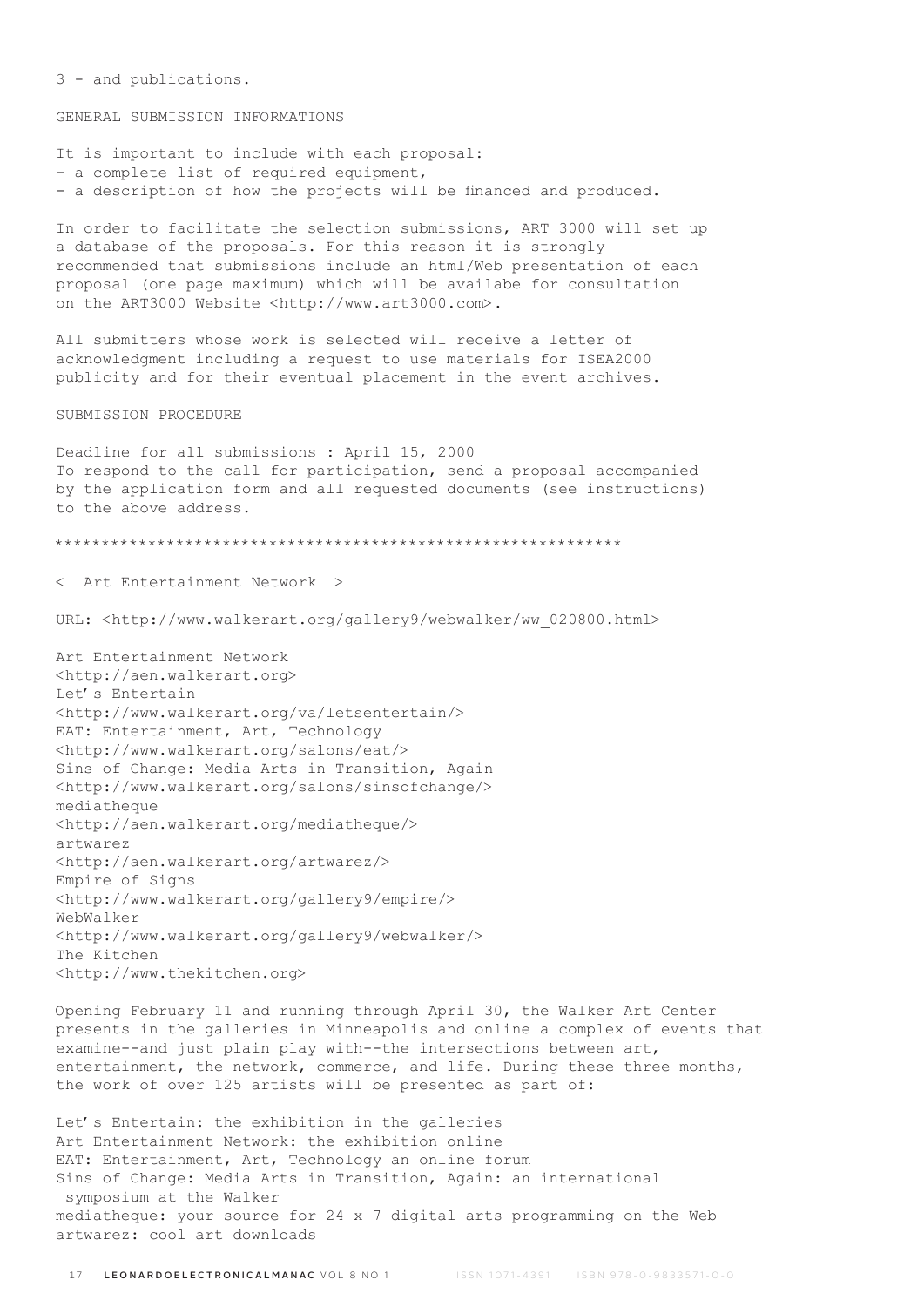3 - and publications.

GENERAL SUBMISSION INFORMATIONS

It is important to include with each proposal:
- a complete list of required equipment,
- a description of how the projects will be financed and produced.

In order to facilitate the selection submissions, ART 3000 will set up a database of the proposals. For this reason it is strongly recommended that submissions include an html/Web presentation of each proposal (one page maximum) which will be availabe for consultation on the ART3000 Website <http://www.art3000.com>.

All submitters whose work is selected will receive a letter of acknowledgment including a request to use materials for ISEA2000 publicity and for their eventual placement in the event archives.

SUBMISSION PROCEDURE

Deadline for all submissions : April 15, 2000
To respond to the call for participation, send a proposal accompanied by the application form and all requested documents (see instructions) to the above address.

************************************************************

< Art Entertainment Network >

URL: <http://www.walkerart.org/gallery9/webwalker/ww_020800.html>

Art Entertainment Network
<http://aen.walkerart.org>
Let's Entertain
<http://www.walkerart.org/va/letsentertain/>
EAT: Entertainment, Art, Technology
<http://www.walkerart.org/salons/eat/>
Sins of Change: Media Arts in Transition, Again
<http://www.walkerart.org/salons/sinsofchange/>
mediatheque
<http://aen.walkerart.org/mediatheque/>
artwarez
<http://aen.walkerart.org/artwarez/>
Empire of Signs
<http://www.walkerart.org/gallery9/empire/>
WebWalker
<http://www.walkerart.org/gallery9/webwalker/>
The Kitchen
<http://www.thekitchen.org>

Opening February 11 and running through April 30, the Walker Art Center presents in the galleries in Minneapolis and online a complex of events that examine--and just plain play with--the intersections between art, entertainment, the network, commerce, and life. During these three months, the work of over 125 artists will be presented as part of:

Let's Entertain: the exhibition in the galleries
Art Entertainment Network: the exhibition online
EAT: Entertainment, Art, Technology an online forum
Sins of Change: Media Arts in Transition, Again: an international symposium at the Walker
mediatheque: your source for 24 x 7 digital arts programming on the Web
artwarez: cool art downloads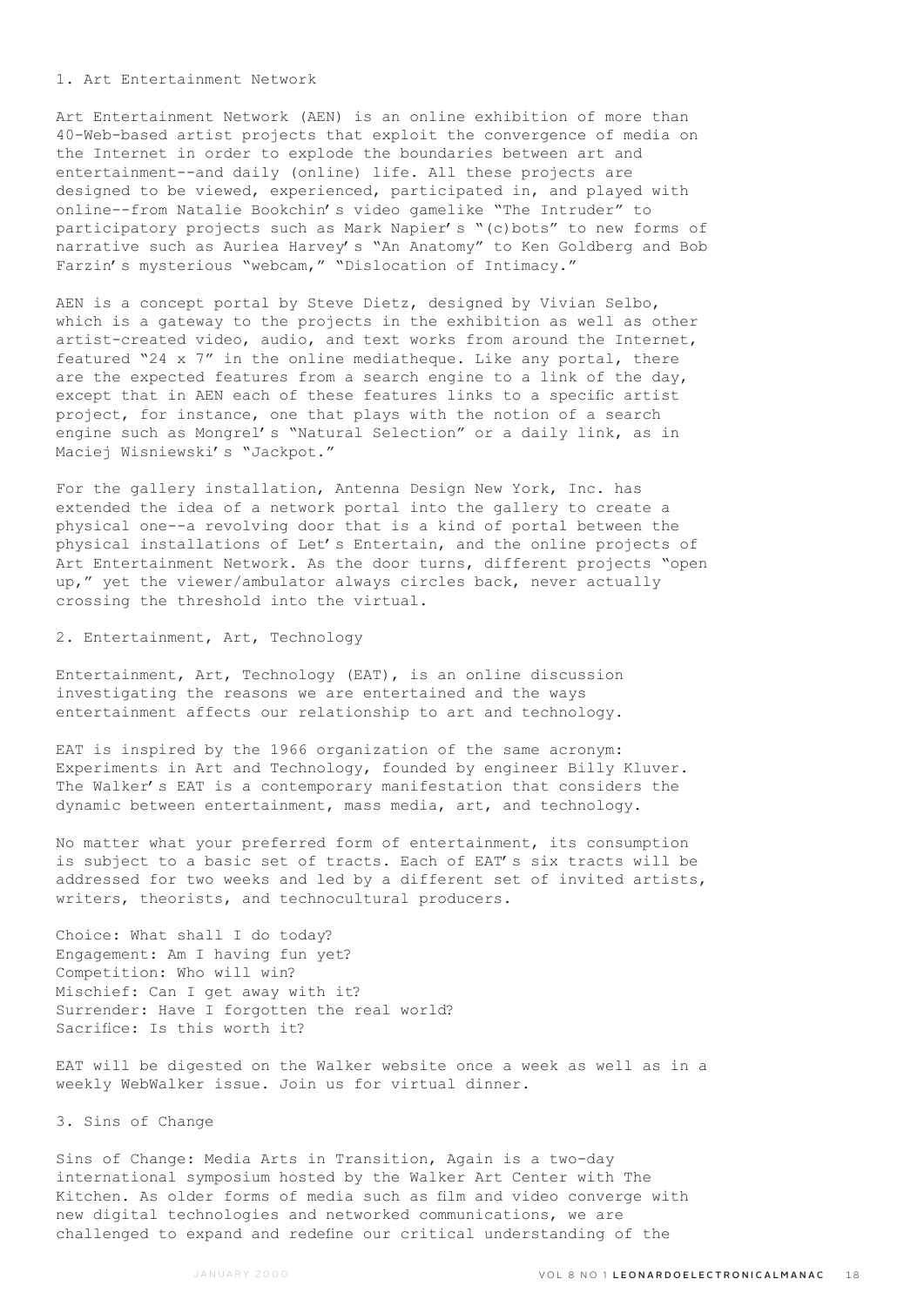## 1. Art Entertainment Network

Art Entertainment Network (AEN) is an online exhibition of more than 40-Web-based artist projects that exploit the convergence of media on the Internet in order to explode the boundaries between art and entertainment--and daily (online) life. All these projects are designed to be viewed, experienced, participated in, and played with online--from Natalie Bookchin's video gamelike "The Intruder" to participatory projects such as Mark Napier's "(c)bots" to new forms of narrative such as Auriea Harvey's "An Anatomy" to Ken Goldberg and Bob Farzin's mysterious "webcam," "Dislocation of Intimacy."

AEN is a concept portal by Steve Dietz, designed by Vivian Selbo, which is a gateway to the projects in the exhibition as well as other artist-created video, audio, and text works from around the Internet, featured "24 x 7" in the online mediatheque. Like any portal, there are the expected features from a search engine to a link of the day, except that in AEN each of these features links to a specific artist project, for instance, one that plays with the notion of a search engine such as Mongrel's "Natural Selection" or a daily link, as in Maciej Wisniewski's "Jackpot."

For the gallery installation, Antenna Design New York, Inc. has extended the idea of a network portal into the gallery to create a physical one--a revolving door that is a kind of portal between the physical installations of Let's Entertain, and the online projects of Art Entertainment Network. As the door turns, different projects "open up," yet the viewer/ambulator always circles back, never actually crossing the threshold into the virtual.

## 2. Entertainment, Art, Technology

Entertainment, Art, Technology (EAT), is an online discussion investigating the reasons we are entertained and the ways entertainment affects our relationship to art and technology.

EAT is inspired by the 1966 organization of the same acronym: Experiments in Art and Technology, founded by engineer Billy Kluver. The Walker's EAT is a contemporary manifestation that considers the dynamic between entertainment, mass media, art, and technology.

No matter what your preferred form of entertainment, its consumption is subject to a basic set of tracts. Each of EAT's six tracts will be addressed for two weeks and led by a different set of invited artists, writers, theorists, and technocultural producers.

Choice: What shall I do today?
Engagement: Am I having fun yet?
Competition: Who will win?
Mischief: Can I get away with it?
Surrender: Have I forgotten the real world?
Sacrifice: Is this worth it?

EAT will be digested on the Walker website once a week as well as in a weekly WebWalker issue. Join us for virtual dinner.

## 3. Sins of Change

Sins of Change: Media Arts in Transition, Again is a two-day international symposium hosted by the Walker Art Center with The Kitchen. As older forms of media such as film and video converge with new digital technologies and networked communications, we are challenged to expand and redefine our critical understanding of the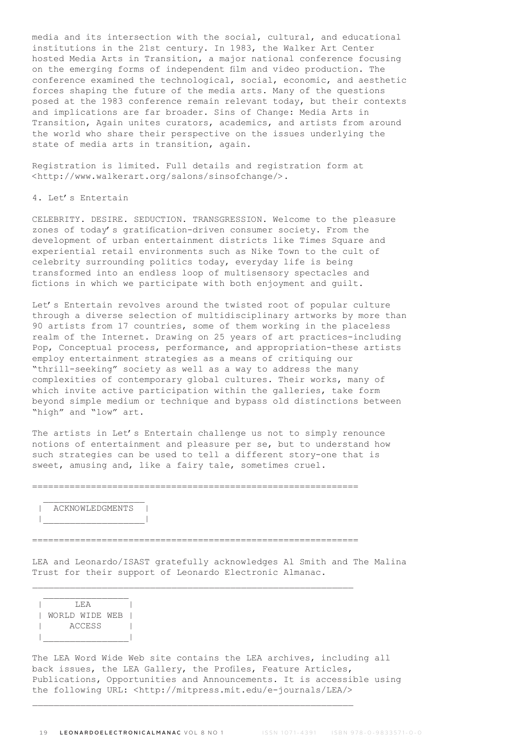media and its intersection with the social, cultural, and educational institutions in the 21st century. In 1983, the Walker Art Center hosted Media Arts in Transition, a major national conference focusing on the emerging forms of independent film and video production. The conference examined the technological, social, economic, and aesthetic forces shaping the future of the media arts. Many of the questions posed at the 1983 conference remain relevant today, but their contexts and implications are far broader. Sins of Change: Media Arts in Transition, Again unites curators, academics, and artists from around the world who share their perspective on the issues underlying the state of media arts in transition, again.

Registration is limited. Full details and registration form at <http://www.walkerart.org/salons/sinsofchange/>.

4. Let's Entertain

CELEBRITY. DESIRE. SEDUCTION. TRANSGRESSION. Welcome to the pleasure zones of today's gratification-driven consumer society. From the development of urban entertainment districts like Times Square and experiential retail environments such as Nike Town to the cult of celebrity surrounding politics today, everyday life is being transformed into an endless loop of multisensory spectacles and fictions in which we participate with both enjoyment and guilt.

Let's Entertain revolves around the twisted root of popular culture through a diverse selection of multidisciplinary artworks by more than 90 artists from 17 countries, some of them working in the placeless realm of the Internet. Drawing on 25 years of art practices-including Pop, Conceptual process, performance, and appropriation-these artists employ entertainment strategies as a means of critiquing our "thrill-seeking" society as well as a way to address the many complexities of contemporary global cultures. Their works, many of which invite active participation within the galleries, take form beyond simple medium or technique and bypass old distinctions between "high" and "low" art.

The artists in Let's Entertain challenge us not to simply renounce notions of entertainment and pleasure per se, but to understand how such strategies can be used to tell a different story-one that is sweet, amusing and, like a fairy tale, sometimes cruel.

## ACKNOWLEDGMENTS

LEA and Leonardo/ISAST gratefully acknowledges Al Smith and The Malina Trust for their support of Leonardo Electronic Almanac.

## LEA WORLD WIDE WEB ACCESS

The LEA Word Wide Web site contains the LEA archives, including all back issues, the LEA Gallery, the Profiles, Feature Articles, Publications, Opportunities and Announcements. It is accessible using the following URL: <http://mitpress.mit.edu/e-journals/LEA/>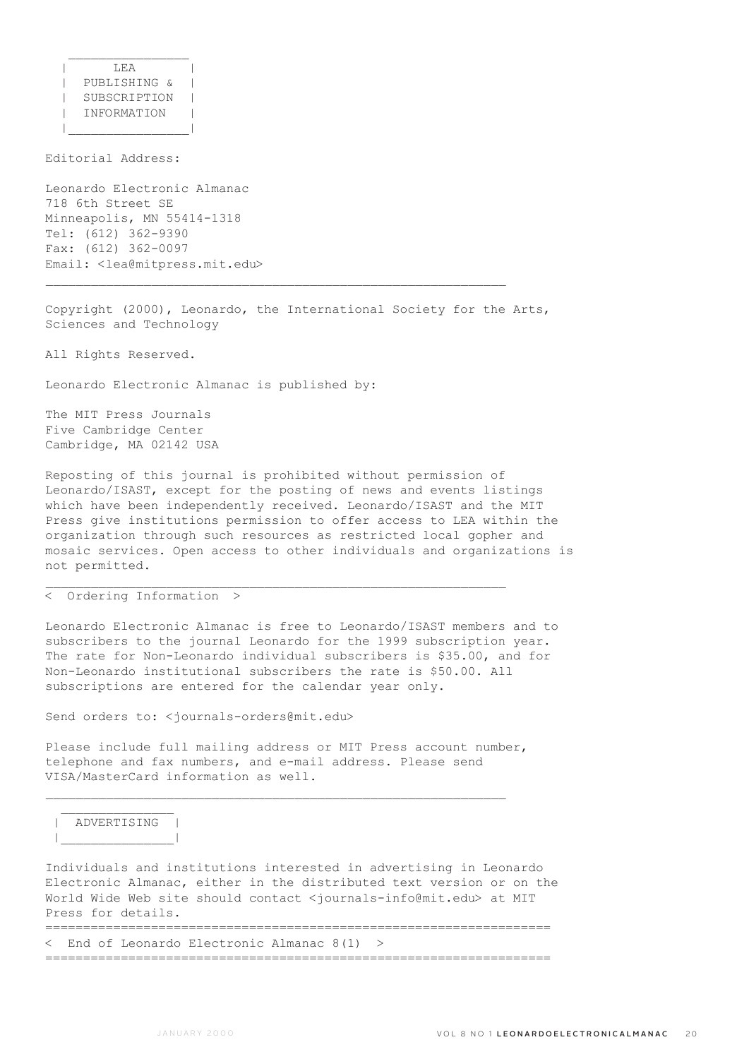## LEA PUBLISHING & SUBSCRIPTION INFORMATION

Editorial Address:

Leonardo Electronic Almanac
718 6th Street SE
Minneapolis, MN 55414-1318
Tel: (612) 362-9390
Fax: (612) 362-0097
Email: <lea@mitpress.mit.edu>

---

Copyright (2000), Leonardo, the International Society for the Arts, Sciences and Technology

All Rights Reserved.

Leonardo Electronic Almanac is published by:

The MIT Press Journals
Five Cambridge Center
Cambridge, MA 02142 USA

Reposting of this journal is prohibited without permission of Leonardo/ISAST, except for the posting of news and events listings which have been independently received. Leonardo/ISAST and the MIT Press give institutions permission to offer access to LEA within the organization through such resources as restricted local gopher and mosaic services. Open access to other individuals and organizations is not permitted.

---

### < Ordering Information >

Leonardo Electronic Almanac is free to Leonardo/ISAST members and to subscribers to the journal Leonardo for the 1999 subscription year. The rate for Non-Leonardo individual subscribers is $35.00, and for Non-Leonardo institutional subscribers the rate is $50.00. All subscriptions are entered for the calendar year only.

Send orders to: <journals-orders@mit.edu>

Please include full mailing address or MIT Press account number, telephone and fax numbers, and e-mail address. Please send VISA/MasterCard information as well.

---

## ADVERTISING

Individuals and institutions interested in advertising in Leonardo Electronic Almanac, either in the distributed text version or on the World Wide Web site should contact <journals-info@mit.edu> at MIT Press for details.

---

< End of Leonardo Electronic Almanac 8(1) >

---